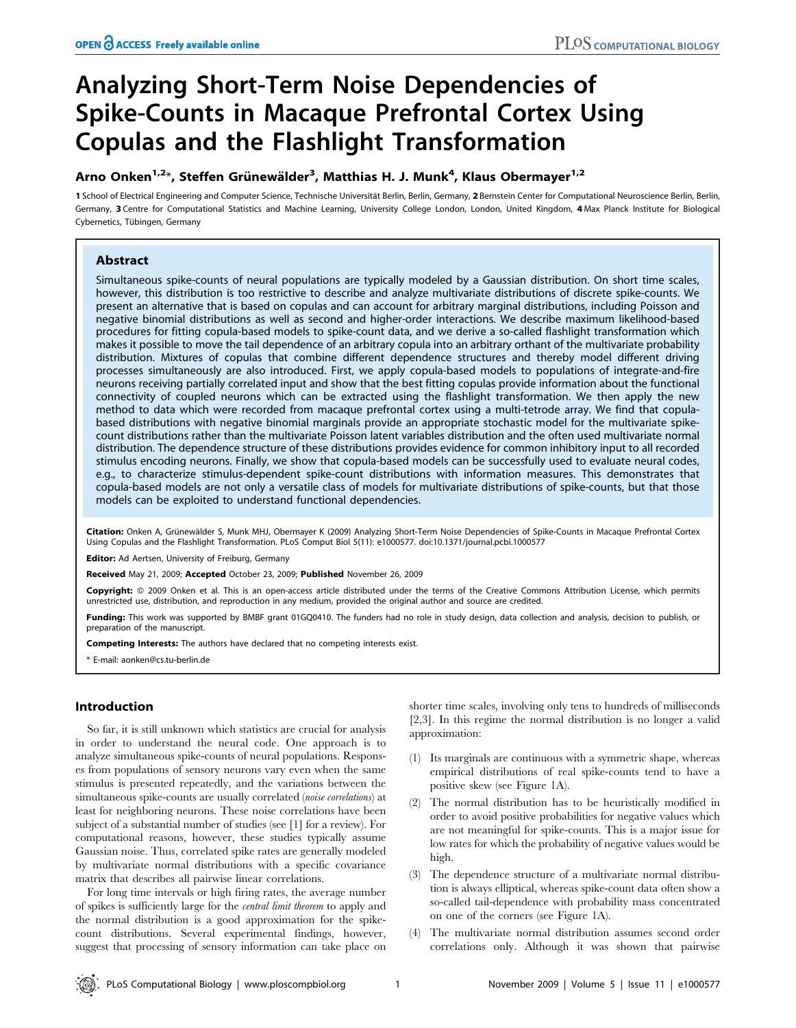# Analyzing Short-Term Noise Dependencies of Spike-Counts in Macaque Prefrontal Cortex Using Copulas and the Flashlight Transformation

**Arno Onken[1,2]*, Steffen Grünewälder[3], Matthias H. J. Munk[4], Klaus Obermayer[1,2]**

**1** School of Electrical Engineering and Computer Science, Technische Universität Berlin, Berlin, Germany, **2** Bernstein Center for Computational Neuroscience Berlin, Berlin, Germany, **3** Centre for Computational Statistics and Machine Learning, University College London, London, United Kingdom, **4** Max Planck Institute for Biological Cybernetics, Tübingen, Germany

## Abstract

Simultaneous spike-counts of neural populations are typically modeled by a Gaussian distribution. On short time scales, however, this distribution is too restrictive to describe and analyze multivariate distributions of discrete spike-counts. We present an alternative that is based on copulas and can account for arbitrary marginal distributions, including Poisson and negative binomial distributions as well as second and higher-order interactions. We describe maximum likelihood-based procedures for fitting copula-based models to spike-count data, and we derive a so-called flashlight transformation which makes it possible to move the tail dependence of an arbitrary copula into an arbitrary orthant of the multivariate probability distribution. Mixtures of copulas that combine different dependence structures and thereby model different driving processes simultaneously are also introduced. First, we apply copula-based models to populations of integrate-and-fire neurons receiving partially correlated input and show that the best fitting copulas provide information about the functional connectivity of coupled neurons which can be extracted using the flashlight transformation. We then apply the new method to data which were recorded from macaque prefrontal cortex using a multi-tetrode array. We find that copula-based distributions with negative binomial marginals provide an appropriate stochastic model for the multivariate spike-count distributions rather than the multivariate Poisson latent variables distribution and the often used multivariate normal distribution. The dependence structure of these distributions provides evidence for common inhibitory input to all recorded stimulus encoding neurons. Finally, we show that copula-based models can be successfully used to evaluate neural codes, e.g., to characterize stimulus-dependent spike-count distributions with information measures. This demonstrates that copula-based models are not only a versatile class of models for multivariate distributions of spike-counts, but that those models can be exploited to understand functional dependencies.

**Citation:** Onken A, Grünewälder S, Munk MHJ, Obermayer K (2009) Analyzing Short-Term Noise Dependencies of Spike-Counts in Macaque Prefrontal Cortex Using Copulas and the Flashlight Transformation. PLoS Comput Biol 5(11): e1000577. doi:10.1371/journal.pcbi.1000577

**Editor:** Ad Aertsen, University of Freiburg, Germany

**Received** May 21, 2009; **Accepted** October 23, 2009; **Published** November 26, 2009

**Copyright:** © 2009 Onken et al. This is an open-access article distributed under the terms of the Creative Commons Attribution License, which permits unrestricted use, distribution, and reproduction in any medium, provided the original author and source are credited.

**Funding:** This work was supported by BMBF grant 01GQ0410. The funders had no role in study design, data collection and analysis, decision to publish, or preparation of the manuscript.

**Competing Interests:** The authors have declared that no competing interests exist.

\* E-mail: aonken@cs.tu-berlin.de

## Introduction

So far, it is still unknown which statistics are crucial for analysis in order to understand the neural code. One approach is to analyze simultaneous spike-counts of neural populations. Responses from populations of sensory neurons vary even when the same stimulus is presented repeatedly, and the variations between the simultaneous spike-counts are usually correlated (*noise correlations*) at least for neighboring neurons. These noise correlations have been subject of a substantial number of studies (see [1] for a review). For computational reasons, however, these studies typically assume Gaussian noise. Thus, correlated spike rates are generally modeled by multivariate normal distributions with a specific covariance matrix that describes all pairwise linear correlations.

For long time intervals or high firing rates, the average number of spikes is sufficiently large for the *central limit theorem* to apply and the normal distribution is a good approximation for the spike-count distributions. Several experimental findings, however, suggest that processing of sensory information can take place on shorter time scales, involving only tens to hundreds of milliseconds [2,3]. In this regime the normal distribution is no longer a valid approximation:

1. Its marginals are continuous with a symmetric shape, whereas empirical distributions of real spike-counts tend to have a positive skew (see Figure 1A).
2. The normal distribution has to be heuristically modified in order to avoid positive probabilities for negative values which are not meaningful for spike-counts. This is a major issue for low rates for which the probability of negative values would be high.
3. The dependence structure of a multivariate normal distribution is always elliptical, whereas spike-count data often show a so-called tail-dependence with probability mass concentrated on one of the corners (see Figure 1A).
4. The multivariate normal distribution assumes second order correlations only. Although it was shown that pairwise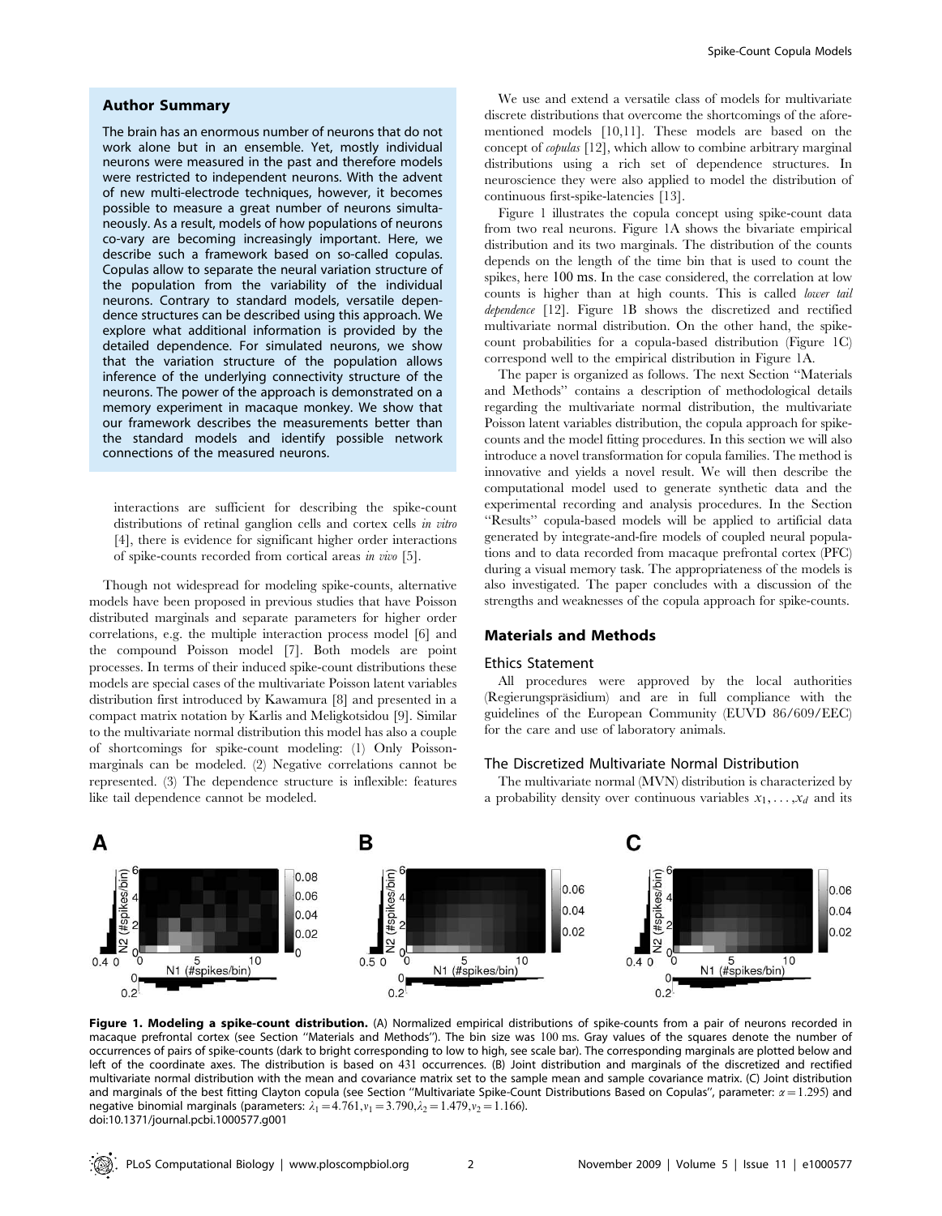## Author Summary

The brain has an enormous number of neurons that do not work alone but in an ensemble. Yet, mostly individual neurons were measured in the past and therefore models were restricted to independent neurons. With the advent of new multi-electrode techniques, however, it becomes possible to measure a great number of neurons simultaneously. As a result, models of how populations of neurons co-vary are becoming increasingly important. Here, we describe such a framework based on so-called copulas. Copulas allow to separate the neural variation structure of the population from the variability of the individual neurons. Contrary to standard models, versatile dependence structures can be described using this approach. We explore what additional information is provided by the detailed dependence. For simulated neurons, we show that the variation structure of the population allows inference of the underlying connectivity structure of the neurons. The power of the approach is demonstrated on a memory experiment in macaque monkey. We show that our framework describes the measurements better than the standard models and identify possible network connections of the measured neurons.

interactions are sufficient for describing the spike-count distributions of retinal ganglion cells and cortex cells *in vitro* [4], there is evidence for significant higher order interactions of spike-counts recorded from cortical areas *in vivo* [5].

Though not widespread for modeling spike-counts, alternative models have been proposed in previous studies that have Poisson distributed marginals and separate parameters for higher order correlations, e.g. the multiple interaction process model [6] and the compound Poisson model [7]. Both models are point processes. In terms of their induced spike-count distributions these models are special cases of the multivariate Poisson latent variables distribution first introduced by Kawamura [8] and presented in a compact matrix notation by Karlis and Meligkotsidou [9]. Similar to the multivariate normal distribution this model has also a couple of shortcomings for spike-count modeling: (1) Only Poisson-marginals can be modeled. (2) Negative correlations cannot be represented. (3) The dependence structure is inflexible: features like tail dependence cannot be modeled.

We use and extend a versatile class of models for multivariate discrete distributions that overcome the shortcomings of the aforementioned models [10,11]. These models are based on the concept of *copulas* [12], which allow to combine arbitrary marginal distributions using a rich set of dependence structures. In neuroscience they were also applied to model the distribution of continuous first-spike-latencies [13].

Figure 1 illustrates the copula concept using spike-count data from two real neurons. Figure 1A shows the bivariate empirical distribution and its two marginals. The distribution of the counts depends on the length of the time bin that is used to count the spikes, here 100 ms. In the case considered, the correlation at low counts is higher than at high counts. This is called *lower tail dependence* [12]. Figure 1B shows the discretized and rectified multivariate normal distribution. On the other hand, the spike-count probabilities for a copula-based distribution (Figure 1C) correspond well to the empirical distribution in Figure 1A.

The paper is organized as follows. The next Section "Materials and Methods" contains a description of methodological details regarding the multivariate normal distribution, the multivariate Poisson latent variables distribution, the copula approach for spike-counts and the model fitting procedures. In this section we will also introduce a novel transformation for copula families. The method is innovative and yields a novel result. We will then describe the computational model used to generate synthetic data and the experimental recording and analysis procedures. In the Section "Results" copula-based models will be applied to artificial data generated by integrate-and-fire models of coupled neural populations and to data recorded from macaque prefrontal cortex (PFC) during a visual memory task. The appropriateness of the models is also investigated. The paper concludes with a discussion of the strengths and weaknesses of the copula approach for spike-counts.

## Materials and Methods

### Ethics Statement

All procedures were approved by the local authorities (Regierungspräsidium) and are in full compliance with the guidelines of the European Community (EUVD 86/609/EEC) for the care and use of laboratory animals.

### The Discretized Multivariate Normal Distribution

The multivariate normal (MVN) distribution is characterized by a probability density over continuous variables $x_1, \ldots, x_d$ and its

**Figure 1. Modeling a spike-count distribution.** (A) Normalized empirical distributions of spike-counts from a pair of neurons recorded in macaque prefrontal cortex (see Section "Materials and Methods"). The bin size was 100 ms. Gray values of the squares denote the number of occurrences of pairs of spike-counts (dark to bright corresponding to low to high, see scale bar). The corresponding marginals are plotted below and left of the coordinate axes. The distribution is based on 431 occurrences. (B) Joint distribution and marginals of the discretized and rectified multivariate normal distribution with the mean and covariance matrix set to the sample mean and sample covariance matrix. (C) Joint distribution and marginals of the best fitting Clayton copula (see Section "Multivariate Spike-Count Distributions Based on Copulas", parameter: $\alpha = 1.295$) and negative binomial marginals (parameters: $\lambda_1 = 4.761, \upsilon_1 = 3.790, \lambda_2 = 1.479, \upsilon_2 = 1.166$).
doi:10.1371/journal.pcbi.1000577.g001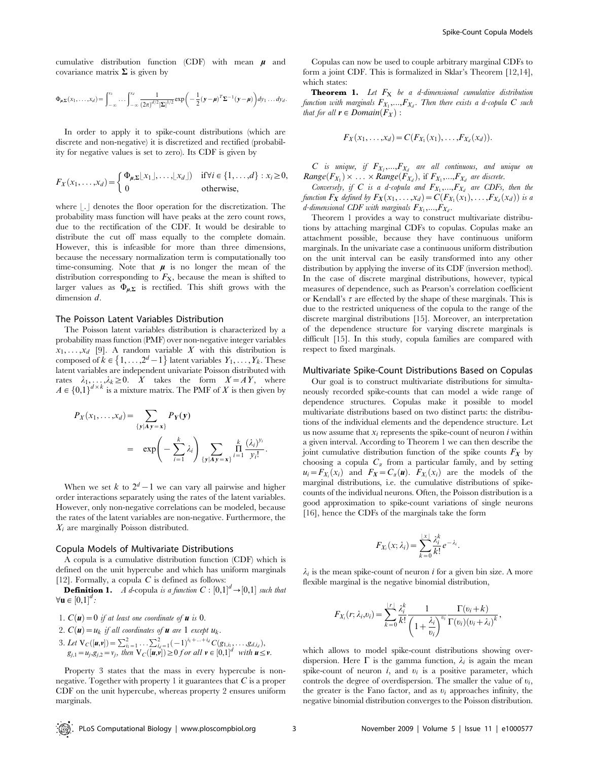cumulative distribution function (CDF) with mean $\boldsymbol{\mu}$ and covariance matrix $\boldsymbol{\Sigma}$ is given by

$$\Phi_{\boldsymbol{\mu},\boldsymbol{\Sigma}}(x_1,\ldots,x_d)=\int_{-\infty}^{x_1}\cdots\int_{-\infty}^{x_d}\frac{1}{(2\pi)^{d/2}|\boldsymbol{\Sigma}|^{1/2}}\exp\left(-\frac{1}{2}(\boldsymbol{y}-\boldsymbol{\mu})^T\boldsymbol{\Sigma}^{-1}(\boldsymbol{y}-\boldsymbol{\mu})\right)dy_1\ldots dy_d.$$

In order to apply it to spike-count distributions (which are discrete and non-negative) it is discretized and rectified (probability for negative values is set to zero). Its CDF is given by

$$F_X(x_1,\ldots,x_d)=\begin{cases}\Phi_{\boldsymbol{\mu},\boldsymbol{\Sigma}}\lfloor x_1\rfloor,\ldots,\lfloor x_d\rfloor) & \text{if}\,\forall i\in\{1,\ldots,d\}: x_i\geq 0,\\ 0 & \text{otherwise,}\end{cases}$$

where $\lfloor . \rfloor$ denotes the floor operation for the discretization. The probability mass function will have peaks at the zero count rows, due to the rectification of the CDF. It would be desirable to distribute the cut off mass equally to the complete domain. However, this is infeasible for more than three dimensions, because the necessary normalization term is computationally too time-consuming. Note that $\boldsymbol{\mu}$ is no longer the mean of the distribution corresponding to $F_X$, because the mean is shifted to larger values as $\Phi_{\boldsymbol{\mu},\boldsymbol{\Sigma}}$ is rectified. This shift grows with the dimension $d$.

## The Poisson Latent Variables Distribution

The Poisson latent variables distribution is characterized by a probability mass function (PMF) over non-negative integer variables $x_1,\ldots,x_d$ [9]. A random variable $X$ with this distribution is composed of $k\in\{1,\ldots,2^d-1\}$ latent variables $Y_1,\ldots,Y_k$. These latent variables are independent univariate Poisson distributed with rates $\lambda_1,\ldots,\lambda_k\geq 0$. $X$ takes the form $X=AY$, where $A\in\{0,1\}^{d\times k}$ is a mixture matrix. The PMF of $X$ is then given by

$$\begin{aligned}P_X(x_1,\ldots,x_d)&=\sum_{\{\boldsymbol{y}|\boldsymbol{A}\,\boldsymbol{y}=\boldsymbol{x}\}}P_{\boldsymbol{Y}}(\boldsymbol{y})\\ &=\exp\left(-\sum_{i=1}^{k}\lambda_i\right)\sum_{\{\boldsymbol{y}|\boldsymbol{A}\,\boldsymbol{y}=\boldsymbol{x}\}}\prod_{i=1}^{k}\frac{(\lambda_i)^{y_i}}{y_i!}.\end{aligned}$$

When we set $k$ to $2^d-1$ we can vary all pairwise and higher order interactions separately using the rates of the latent variables. However, only non-negative correlations can be modeled, because the rates of the latent variables are non-negative. Furthermore, the $X_i$ are marginally Poisson distributed.

## Copula Models of Multivariate Distributions

A copula is a cumulative distribution function (CDF) which is defined on the unit hypercube and which has uniform marginals [12]. Formally, a copula $C$ is defined as follows:

**Definition 1.** *A d-copula is a function* $C:[0,1]^d\rightarrow[0,1]$ *such that* $\forall\mathbf{u}\in[0,1]^d$*:*

1. $C(\boldsymbol{u})=0$ *if at least one coordinate of* $\boldsymbol{u}$ *is* 0.
2. $C(\boldsymbol{u})=u_k$ *if all coordinates of* $\boldsymbol{u}$ *are* 1 *except* $u_k$.
3. *Let* $V_C([\boldsymbol{u},\boldsymbol{v}])=\sum_{i_1=1}^{2}\cdots\sum_{i_d=1}^{2}(-1)^{i_1+\ldots+i_d}C(g_{1,i_1},\ldots,g_{d,i_d})$, $g_{j,1}=u_j, g_{j,2}=v_j$, *then* $V_C([\boldsymbol{u},\boldsymbol{v}])\geq 0$ *for all* $\boldsymbol{v}\in[0,1]^d$ *with* $\boldsymbol{u}\leq\boldsymbol{v}$.

Property 3 states that the mass in every hypercube is non-negative. Together with property 1 it guarantees that $C$ is a proper CDF on the unit hypercube, whereas property 2 ensures uniform marginals.

Copulas can now be used to couple arbitrary marginal CDFs to form a joint CDF. This is formalized in Sklar's Theorem [12,14], which states:

**Theorem 1.** *Let* $F_X$ *be a d-dimensional cumulative distribution function with marginals* $F_{X_1},\ldots,F_{X_d}$. *Then there exists a d-copula* $C$ *such that for all* $\boldsymbol{r}\in Domain(F_X)$ :

$$F_X(x_1,\ldots,x_d)=C(F_{X_1}(x_1),\ldots,F_{X_d}(x_d)).$$

*$C$ is unique, if $F_{X_1},\ldots,F_{X_d}$ are all continuous, and unique on $Range(F_{X_1})\times\ldots\times Range(F_{X_d})$, if $F_{X_1},\ldots,F_{X_d}$ are discrete.*

*Conversely, if $C$ is a d-copula and $F_{X_1},\ldots,F_{X_d}$ are CDFs, then the function $F_{\boldsymbol{X}}$ defined by $F_{\boldsymbol{X}}(x_1,\ldots,x_d)=C(F_{X_1}(x_1),\ldots,F_{X_d}(x_d))$ is a d-dimensional CDF with marginals $F_{X_1},\ldots,F_{X_d}$.*

Theorem 1 provides a way to construct multivariate distributions by attaching marginal CDFs to copulas. Copulas make an attachment possible, because they have continuous uniform marginals. In the univariate case a continuous uniform distribution on the unit interval can be easily transformed into any other distribution by applying the inverse of its CDF (inversion method). In the case of discrete marginal distributions, however, typical measures of dependence, such as Pearson's correlation coefficient or Kendall's $\tau$ are effected by the shape of these marginals. This is due to the restricted uniqueness of the copula to the range of the discrete marginal distributions [15]. Moreover, an interpretation of the dependence structure for varying discrete marginals is difficult [15]. In this study, copula families are compared with respect to fixed marginals.

## Multivariate Spike-Count Distributions Based on Copulas

Our goal is to construct multivariate distributions for simultaneously recorded spike-counts that can model a wide range of dependence structures. Copulas make it possible to model multivariate distributions based on two distinct parts: the distributions of the individual elements and the dependence structure. Let us now assume that $x_i$ represents the spike-count of neuron $i$ within a given interval. According to Theorem 1 we can then describe the joint cumulative distribution function of the spike counts $F_{\boldsymbol{X}}$ by choosing a copula $C_\alpha$ from a particular family, and by setting $u_i=F_{X_i}(x_i)$ and $F_{\boldsymbol{X}}=C_\alpha(\boldsymbol{u})$. $F_{X_i}(x_i)$ are the models of the marginal distributions, i.e. the cumulative distributions of spike-counts of the individual neurons. Often, the Poisson distribution is a good approximation to spike-count variations of single neurons [16], hence the CDFs of the marginals take the form

$$F_{X_i}(x;\lambda_i)=\sum_{k=0}^{\lfloor x\rfloor}\frac{\lambda_i^k}{k!}e^{-\lambda_i}.$$

$\lambda_i$ is the mean spike-count of neuron $i$ for a given bin size. A more flexible marginal is the negative binomial distribution,

$$F_{X_i}(r;\lambda_i,\upsilon_i)=\sum_{k=0}^{\lfloor r\rfloor}\frac{\lambda_i^k}{k!}\frac{1}{\left(1+\frac{\lambda_i}{\upsilon_i}\right)^{\upsilon_i}}\frac{\Gamma(\upsilon_i+k)}{\Gamma(\upsilon_i)(\upsilon_i+\lambda_i)^k},$$

which allows to model spike-count distributions showing over-dispersion. Here $\Gamma$ is the gamma function, $\lambda_i$ is again the mean spike-count of neuron $i$, and $\upsilon_i$ is a positive parameter, which controls the degree of overdispersion. The smaller the value of $\upsilon_i$, the greater is the Fano factor, and as $\upsilon_i$ approaches infinity, the negative binomial distribution converges to the Poisson distribution.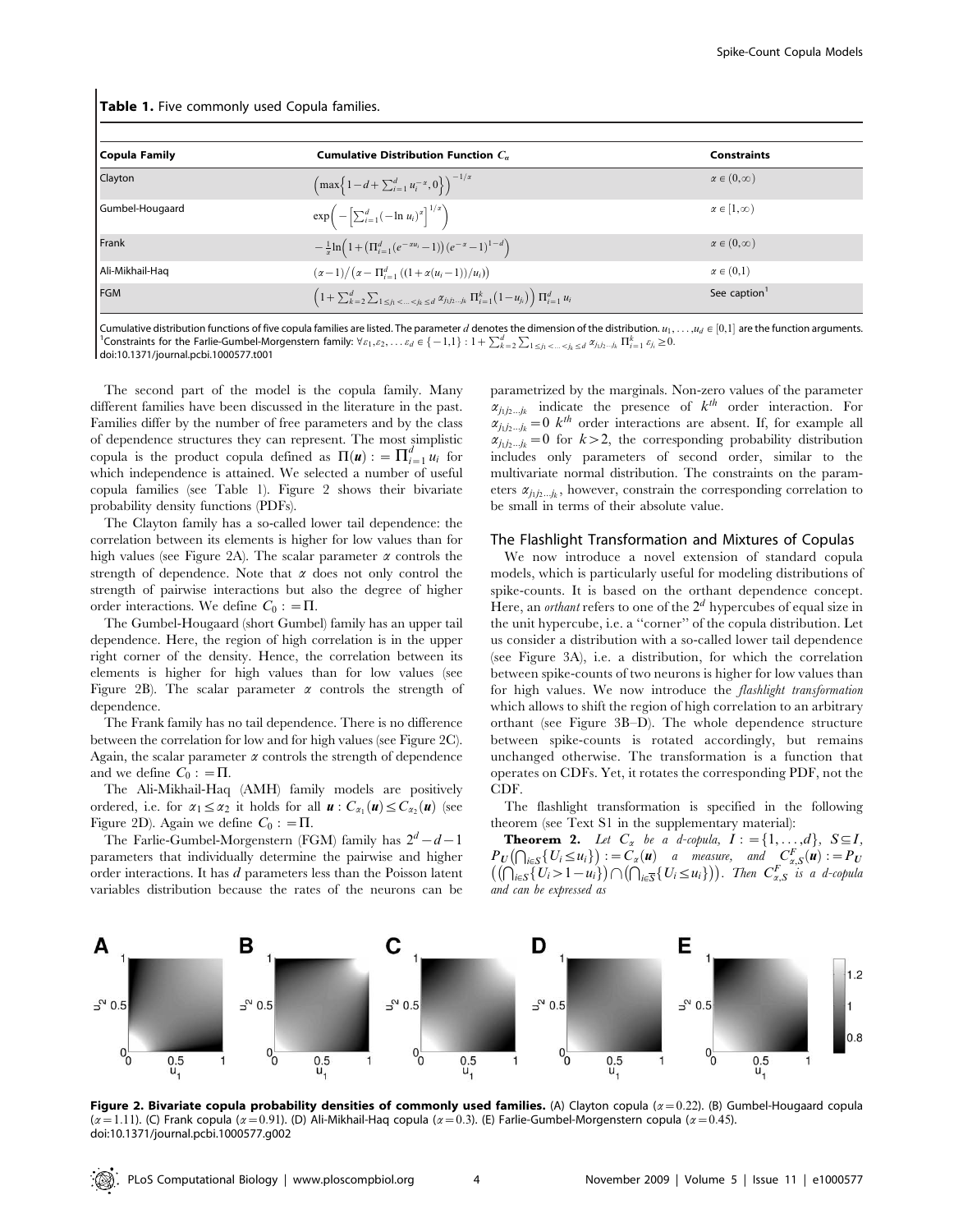**Table 1.** Five commonly used Copula families.

| Copula Family | Cumulative Distribution Function $C_\alpha$ | Constraints |
| --- | --- | --- |
| Clayton | $\left(\max\left\{1-d+\sum_{i=1}^{d} u_i^{-\alpha}, 0\right\}\right)^{-1/\alpha}$ | $\alpha \in (0,\infty)$ |
| Gumbel-Hougaard | $\exp\left(-\left[\sum_{i=1}^{d}(-\ln u_i)^{\alpha}\right]^{1/\alpha}\right)$ | $\alpha \in [1,\infty)$ |
| Frank | $-\frac{1}{\alpha}\ln\left(1+\left(\Pi_{i=1}^{d}(e^{-\alpha u_i}-1)\right)(e^{-\alpha}-1)^{1-d}\right)$ | $\alpha \in (0,\infty)$ |
| Ali-Mikhail-Haq | $(\alpha-1)/\left(\alpha-\Pi_{i=1}^{d}((1+\alpha(u_i-1))/u_i)\right)$ | $\alpha \in (0,1)$ |
| FGM | $\left(1+\sum_{k=2}^{d}\sum_{1\le j_1<\ldots<j_k\le d}\alpha_{j_1 j_2\ldots j_k}\Pi_{i=1}^{k}(1-u_{j_i})\right)\Pi_{i=1}^{d}u_i$ | See caption[1] |

Cumulative distribution functions of five copula families are listed. The parameter $d$ denotes the dimension of the distribution. $u_1,\ldots,u_d \in [0,1]$ are the function arguments.
[1]Constraints for the Farlie-Gumbel-Morgenstern family: $\forall \varepsilon_1,\varepsilon_2,\ldots\varepsilon_d \in \{-1,1\}: 1+\sum_{k=2}^{d}\sum_{1\le j_1<\ldots<j_k\le d}\alpha_{j_1 j_2\ldots j_k}\Pi_{i=1}^{k}\varepsilon_{j_i}\ge 0$.
doi:10.1371/journal.pcbi.1000577.t001

The second part of the model is the copula family. Many different families have been discussed in the literature in the past. Families differ by the number of free parameters and by the class of dependence structures they can represent. The most simplistic copula is the product copula defined as $\Pi(\boldsymbol{u}) := \prod_{i=1}^{d} u_i$ for which independence is attained. We selected a number of useful copula families (see Table 1). Figure 2 shows their bivariate probability density functions (PDFs).

The Clayton family has a so-called lower tail dependence: the correlation between its elements is higher for low values than for high values (see Figure 2A). The scalar parameter $\alpha$ controls the strength of dependence. Note that $\alpha$ does not only control the strength of pairwise interactions but also the degree of higher order interactions. We define $C_0 := \Pi$.

The Gumbel-Hougaard (short Gumbel) family has an upper tail dependence. Here, the region of high correlation is in the upper right corner of the density. Hence, the correlation between its elements is higher for high values than for low values (see Figure 2B). The scalar parameter $\alpha$ controls the strength of dependence.

The Frank family has no tail dependence. There is no difference between the correlation for low and for high values (see Figure 2C). Again, the scalar parameter $\alpha$ controls the strength of dependence and we define $C_0 := \Pi$.

The Ali-Mikhail-Haq (AMH) family models are positively ordered, i.e. for $\alpha_1 \le \alpha_2$ it holds for all $\boldsymbol{u}: C_{\alpha_1}(\boldsymbol{u}) \le C_{\alpha_2}(\boldsymbol{u})$ (see Figure 2D). Again we define $C_0 := \Pi$.

The Farlie-Gumbel-Morgenstern (FGM) family has $2^d - d - 1$ parameters that individually determine the pairwise and higher order interactions. It has $d$ parameters less than the Poisson latent variables distribution because the rates of the neurons can be parametrized by the marginals. Non-zero values of the parameter $\alpha_{j_1 j_2\ldots j_k}$ indicate the presence of $k^{th}$ order interaction. For $\alpha_{j_1 j_2\ldots j_k} = 0$ $k^{th}$ order interactions are absent. If, for example all $\alpha_{j_1 j_2\ldots j_k} = 0$ for $k > 2$, the corresponding probability distribution includes only parameters of second order, similar to the multivariate normal distribution. The constraints on the parameters $\alpha_{j_1 j_2\ldots j_k}$, however, constrain the corresponding correlation to be small in terms of their absolute value.

### The Flashlight Transformation and Mixtures of Copulas

We now introduce a novel extension of standard copula models, which is particularly useful for modeling distributions of spike-counts. It is based on the orthant dependence concept. Here, an *orthant* refers to one of the $2^d$ hypercubes of equal size in the unit hypercube, i.e. a "corner" of the copula distribution. Let us consider a distribution with a so-called lower tail dependence (see Figure 3A), i.e. a distribution, for which the correlation between spike-counts of two neurons is higher for low values than for high values. We now introduce the *flashlight transformation* which allows to shift the region of high correlation to an arbitrary orthant (see Figure 3B–D). The whole dependence structure between spike-counts is rotated accordingly, but remains unchanged otherwise. The transformation is a function that operates on CDFs. Yet, it rotates the corresponding PDF, not the CDF.

The flashlight transformation is specified in the following theorem (see Text S1 in the supplementary material):

**Theorem 2.** *Let $C_\alpha$ be a d-copula, $I := \{1,\ldots,d\}$, $S \subseteq I$, $P_{\boldsymbol{U}}\left(\bigcap_{i\in S}\{U_i \le u_i\}\right) := C_\alpha(\boldsymbol{u})$ a measure, and $C_{\alpha,S}^{F}(\boldsymbol{u}) := P_{\boldsymbol{U}}\left(\left(\bigcap_{i\in S}\{U_i > 1-u_i\}\right)\cap\left(\bigcap_{i\in \overline{S}}\{U_i \le u_i\}\right)\right)$. Then $C_{\alpha,S}^{F}$ is a d-copula and can be expressed as*

**Figure 2. Bivariate copula probability densities of commonly used families.** (A) Clayton copula ($\alpha = 0.22$). (B) Gumbel-Hougaard copula ($\alpha = 1.11$). (C) Frank copula ($\alpha = 0.91$). (D) Ali-Mikhail-Haq copula ($\alpha = 0.3$). (E) Farlie-Gumbel-Morgenstern copula ($\alpha = 0.45$).
doi:10.1371/journal.pcbi.1000577.g002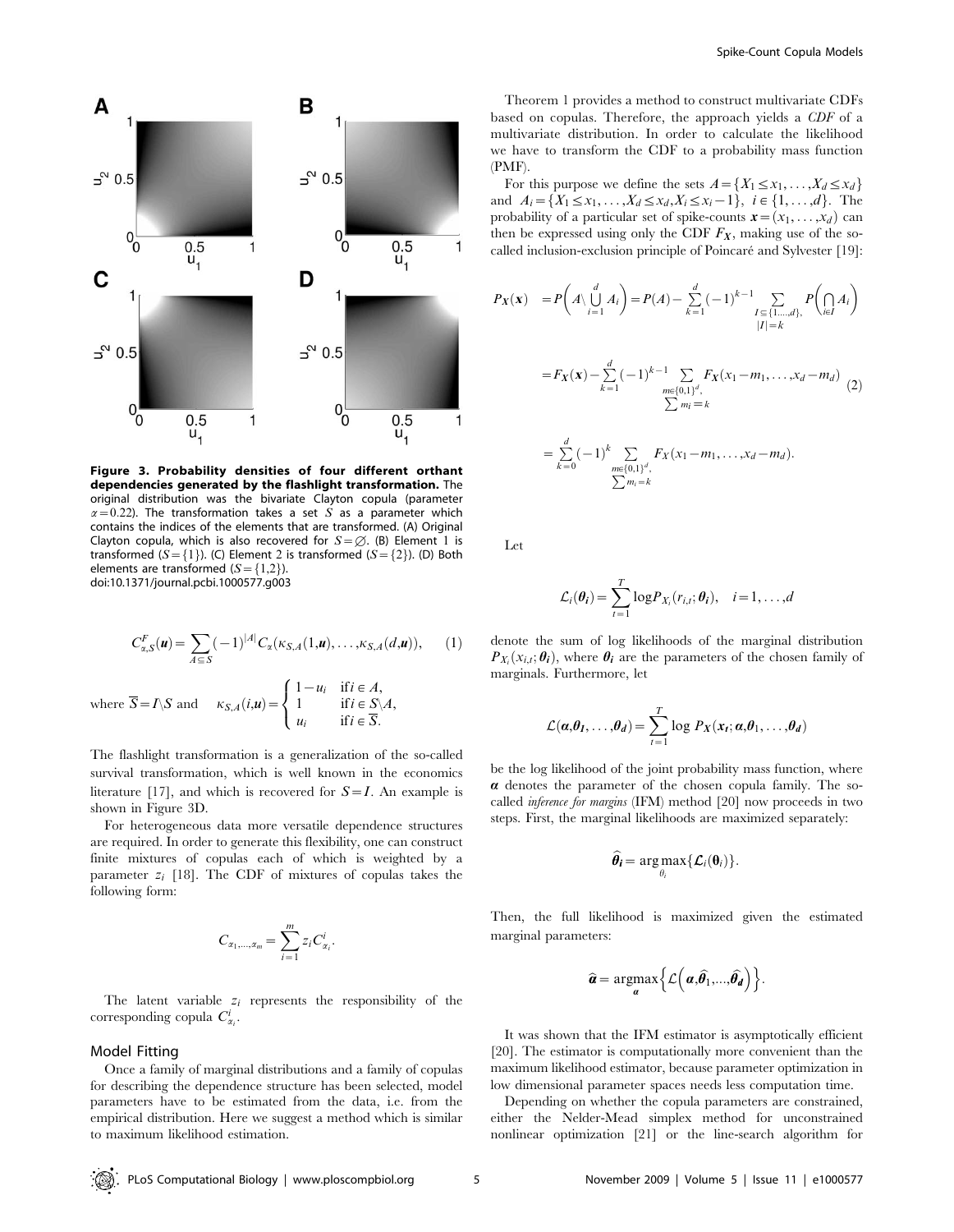**Figure 3. Probability densities of four different orthant dependencies generated by the flashlight transformation.** The original distribution was the bivariate Clayton copula (parameter $\alpha = 0.22$). The transformation takes a set $S$ as a parameter which contains the indices of the elements that are transformed. (A) Original Clayton copula, which is also recovered for $S = \varnothing$. (B) Element 1 is transformed ($S = \{1\}$). (C) Element 2 is transformed ($S = \{2\}$). (D) Both elements are transformed ($S = \{1,2\}$).
doi:10.1371/journal.pcbi.1000577.g003

$$C^F_{\alpha,S}(\boldsymbol{u}) = \sum_{A \subseteq S} (-1)^{|A|} C_\alpha(\kappa_{S,A}(1,\boldsymbol{u}), \ldots, \kappa_{S,A}(d,\boldsymbol{u})), \qquad (1)$$

where $\overline{S} = I \setminus S$ and $\kappa_{S,A}(i,\boldsymbol{u}) = \begin{cases} 1-u_i & \text{if } i \in A, \\ 1 & \text{if } i \in S \setminus A, \\ u_i & \text{if } i \in \overline{S}. \end{cases}$

The flashlight transformation is a generalization of the so-called survival transformation, which is well known in the economics literature [17], and which is recovered for $S = I$. An example is shown in Figure 3D.

For heterogeneous data more versatile dependence structures are required. In order to generate this flexibility, one can construct finite mixtures of copulas each of which is weighted by a parameter $z_i$ [18]. The CDF of mixtures of copulas takes the following form:

$$C_{\alpha_1,\ldots,\alpha_m} = \sum_{i=1}^{m} z_i C^i_{\alpha_i}.$$

The latent variable $z_i$ represents the responsibility of the corresponding copula $C^i_{\alpha_i}$.

## Model Fitting

Once a family of marginal distributions and a family of copulas for describing the dependence structure has been selected, model parameters have to be estimated from the data, i.e. from the empirical distribution. Here we suggest a method which is similar to maximum likelihood estimation.

Theorem 1 provides a method to construct multivariate CDFs based on copulas. Therefore, the approach yields a *CDF* of a multivariate distribution. In order to calculate the likelihood we have to transform the CDF to a probability mass function (PMF).

For this purpose we define the sets $A = \{X_1 \leq x_1, \ldots, X_d \leq x_d\}$ and $A_i = \{X_1 \leq x_1, \ldots, X_d \leq x_d, X_i \leq x_i - 1\}$, $i \in \{1, \ldots, d\}$. The probability of a particular set of spike-counts $\boldsymbol{x} = (x_1, \ldots, x_d)$ can then be expressed using only the CDF $F_{\boldsymbol{X}}$, making use of the so-called inclusion-exclusion principle of Poincaré and Sylvester [19]:

$$\begin{aligned}
P_{\boldsymbol{X}}(\boldsymbol{x}) &= P\left(A \setminus \bigcup_{i=1}^{d} A_i\right) = P(A) - \sum_{k=1}^{d} (-1)^{k-1} \sum_{\substack{I \subseteq \{1,\ldots,d\}, \\ |I| = k}} P\left(\bigcap_{i \in I} A_i\right) \\
&= F_{\boldsymbol{X}}(\boldsymbol{x}) - \sum_{k=1}^{d} (-1)^{k-1} \sum_{\substack{\boldsymbol{m} \in \{0,1\}^d, \\ \sum m_i = k}} F_{\boldsymbol{X}}(x_1 - m_1, \ldots, x_d - m_d) \qquad (2) \\
&= \sum_{k=0}^{d} (-1)^k \sum_{\substack{\boldsymbol{m} \in \{0,1\}^d, \\ \sum m_i = k}} F_X(x_1 - m_1, \ldots, x_d - m_d).
\end{aligned}$$

Let

$$\mathcal{L}_i(\boldsymbol{\theta_i}) = \sum_{t=1}^{T} \log P_{X_i}(r_{i,t}; \boldsymbol{\theta_i}), \quad i = 1, \ldots, d$$

denote the sum of log likelihoods of the marginal distribution $P_{X_i}(x_{i,t}; \boldsymbol{\theta_i})$, where $\boldsymbol{\theta_i}$ are the parameters of the chosen family of marginals. Furthermore, let

$$\mathcal{L}(\boldsymbol{\alpha}, \boldsymbol{\theta_1}, \ldots, \boldsymbol{\theta_d}) = \sum_{t=1}^{T} \log P_{\boldsymbol{X}}(\boldsymbol{x_t}; \boldsymbol{\alpha}, \boldsymbol{\theta_1}, \ldots, \boldsymbol{\theta_d})$$

be the log likelihood of the joint probability mass function, where $\boldsymbol{\alpha}$ denotes the parameter of the chosen copula family. The so-called *inference for margins* (IFM) method [20] now proceeds in two steps. First, the marginal likelihoods are maximized separately:

$$\widehat{\boldsymbol{\theta}}_i = \underset{\theta_i}{\arg\max} \{\mathcal{L}_i(\boldsymbol{\theta}_i)\}.$$

Then, the full likelihood is maximized given the estimated marginal parameters:

$$\widehat{\boldsymbol{\alpha}} = \underset{\boldsymbol{\alpha}}{\operatorname{argmax}} \left\{ \mathcal{L}\left(\boldsymbol{\alpha}, \widehat{\boldsymbol{\theta}}_1, \ldots, \widehat{\boldsymbol{\theta}}_d\right) \right\}.$$

It was shown that the IFM estimator is asymptotically efficient [20]. The estimator is computationally more convenient than the maximum likelihood estimator, because parameter optimization in low dimensional parameter spaces needs less computation time.

Depending on whether the copula parameters are constrained, either the Nelder-Mead simplex method for unconstrained nonlinear optimization [21] or the line-search algorithm for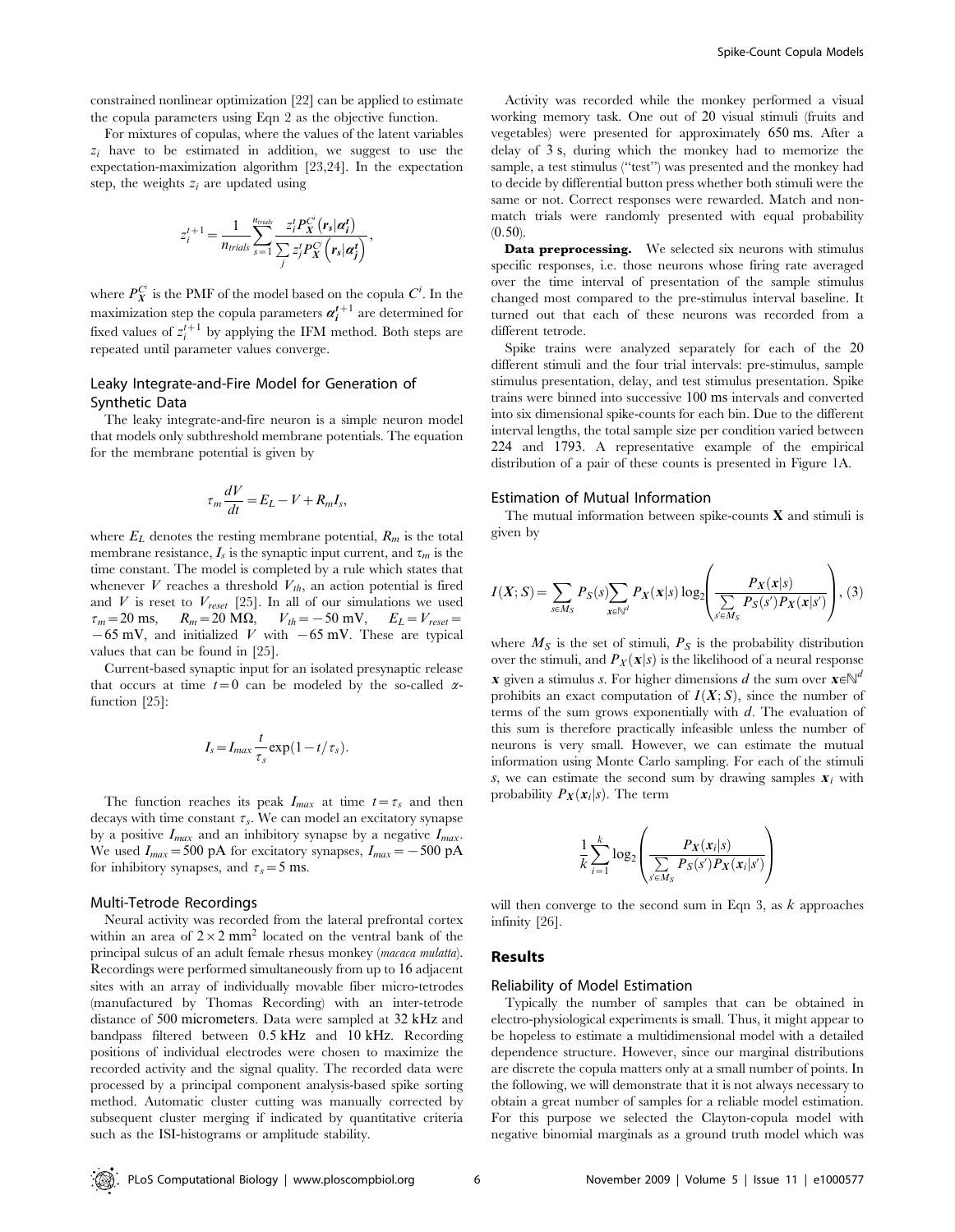constrained nonlinear optimization [22] can be applied to estimate the copula parameters using Eqn 2 as the objective function.

For mixtures of copulas, where the values of the latent variables $z_i$ have to be estimated in addition, we suggest to use the expectation-maximization algorithm [23,24]. In the expectation step, the weights $z_i$ are updated using

$$z_i^{t+1} = \frac{1}{n_{trials}} \sum_{s=1}^{n_{trials}} \frac{z_i^t P_{\boldsymbol{X}}^{C^i}\left(\boldsymbol{r}_s | \boldsymbol{\alpha}_i^t\right)}{\sum_j z_j^t P_{\boldsymbol{X}}^{C_j}\left(\boldsymbol{r}_s | \boldsymbol{\alpha}_j^t\right)},$$

where $P_{\boldsymbol{X}}^{C^i}$ is the PMF of the model based on the copula $C^i$. In the maximization step the copula parameters $\boldsymbol{\alpha}_i^{t+1}$ are determined for fixed values of $z_i^{t+1}$ by applying the IFM method. Both steps are repeated until parameter values converge.

### Leaky Integrate-and-Fire Model for Generation of Synthetic Data

The leaky integrate-and-fire neuron is a simple neuron model that models only subthreshold membrane potentials. The equation for the membrane potential is given by

$$\tau_m \frac{dV}{dt} = E_L - V + R_m I_s,$$

where $E_L$ denotes the resting membrane potential, $R_m$ is the total membrane resistance, $I_s$ is the synaptic input current, and $\tau_m$ is the time constant. The model is completed by a rule which states that whenever $V$ reaches a threshold $V_{th}$, an action potential is fired and $V$ is reset to $V_{reset}$ [25]. In all of our simulations we used $\tau_m = 20$ ms, $R_m = 20$ M$\Omega$, $V_{th} = -50$ mV, $E_L = V_{reset} = -65$ mV, and initialized $V$ with $-65$ mV. These are typical values that can be found in [25].

Current-based synaptic input for an isolated presynaptic release that occurs at time $t = 0$ can be modeled by the so-called $\alpha$-function [25]:

$$I_s = I_{max} \frac{t}{\tau_s} \exp(1 - t/\tau_s).$$

The function reaches its peak $I_{max}$ at time $t = \tau_s$ and then decays with time constant $\tau_s$. We can model an excitatory synapse by a positive $I_{max}$ and an inhibitory synapse by a negative $I_{max}$. We used $I_{max} = 500$ pA for excitatory synapses, $I_{max} = -500$ pA for inhibitory synapses, and $\tau_s = 5$ ms.

### Multi-Tetrode Recordings

Neural activity was recorded from the lateral prefrontal cortex within an area of $2 \times 2$ mm$^2$ located on the ventral bank of the principal sulcus of an adult female rhesus monkey (*macaca mulatta*). Recordings were performed simultaneously from up to 16 adjacent sites with an array of individually movable fiber micro-tetrodes (manufactured by Thomas Recording) with an inter-tetrode distance of 500 micrometers. Data were sampled at 32 kHz and bandpass filtered between 0.5 kHz and 10 kHz. Recording positions of individual electrodes were chosen to maximize the recorded activity and the signal quality. The recorded data were processed by a principal component analysis-based spike sorting method. Automatic cluster cutting was manually corrected by subsequent cluster merging if indicated by quantitative criteria such as the ISI-histograms or amplitude stability.

Activity was recorded while the monkey performed a visual working memory task. One out of 20 visual stimuli (fruits and vegetables) were presented for approximately 650 ms. After a delay of 3 s, during which the monkey had to memorize the sample, a test stimulus ("test") was presented and the monkey had to decide by differential button press whether both stimuli were the same or not. Correct responses were rewarded. Match and non-match trials were randomly presented with equal probability (0.50).

**Data preprocessing.** We selected six neurons with stimulus specific responses, i.e. those neurons whose firing rate averaged over the time interval of presentation of the sample stimulus changed most compared to the pre-stimulus interval baseline. It turned out that each of these neurons was recorded from a different tetrode.

Spike trains were analyzed separately for each of the 20 different stimuli and the four trial intervals: pre-stimulus, sample stimulus presentation, delay, and test stimulus presentation. Spike trains were binned into successive 100 ms intervals and converted into six dimensional spike-counts for each bin. Due to the different interval lengths, the total sample size per condition varied between 224 and 1793. A representative example of the empirical distribution of a pair of these counts is presented in Figure 1A.

### Estimation of Mutual Information

The mutual information between spike-counts $\mathbf{X}$ and stimuli is given by

$$I(\boldsymbol{X}; S) = \sum_{s \in M_S} P_S(s) \sum_{\boldsymbol{x} \in \mathbb{N}^d} P_{\boldsymbol{X}}(\boldsymbol{x}|s) \log_2 \left( \frac{P_{\boldsymbol{X}}(\boldsymbol{x}|s)}{\sum_{s' \in M_S} P_S(s') P_{\boldsymbol{X}}(\boldsymbol{x}|s')} \right), \quad (3)$$

where $M_S$ is the set of stimuli, $P_S$ is the probability distribution over the stimuli, and $P_{\boldsymbol{X}}(\boldsymbol{x}|s)$ is the likelihood of a neural response $\boldsymbol{x}$ given a stimulus $s$. For higher dimensions $d$ the sum over $\boldsymbol{x} \in \mathbb{N}^d$ prohibits an exact computation of $I(\boldsymbol{X}; S)$, since the number of terms of the sum grows exponentially with $d$. The evaluation of this sum is therefore practically infeasible unless the number of neurons is very small. However, we can estimate the mutual information using Monte Carlo sampling. For each of the stimuli $s$, we can estimate the second sum by drawing samples $\boldsymbol{x}_i$ with probability $P_{\boldsymbol{X}}(\boldsymbol{x}_i|s)$. The term

$$\frac{1}{k} \sum_{i=1}^{k} \log_2 \left( \frac{P_{\boldsymbol{X}}(\boldsymbol{x}_i|s)}{\sum_{s' \in M_S} P_S(s') P_{\boldsymbol{X}}(\boldsymbol{x}_i|s')} \right)$$

will then converge to the second sum in Eqn 3, as $k$ approaches infinity [26].

## Results

### Reliability of Model Estimation

Typically the number of samples that can be obtained in electro-physiological experiments is small. Thus, it might appear to be hopeless to estimate a multidimensional model with a detailed dependence structure. However, since our marginal distributions are discrete the copula matters only at a small number of points. In the following, we will demonstrate that it is not always necessary to obtain a great number of samples for a reliable model estimation. For this purpose we selected the Clayton-copula model with negative binomial marginals as a ground truth model which was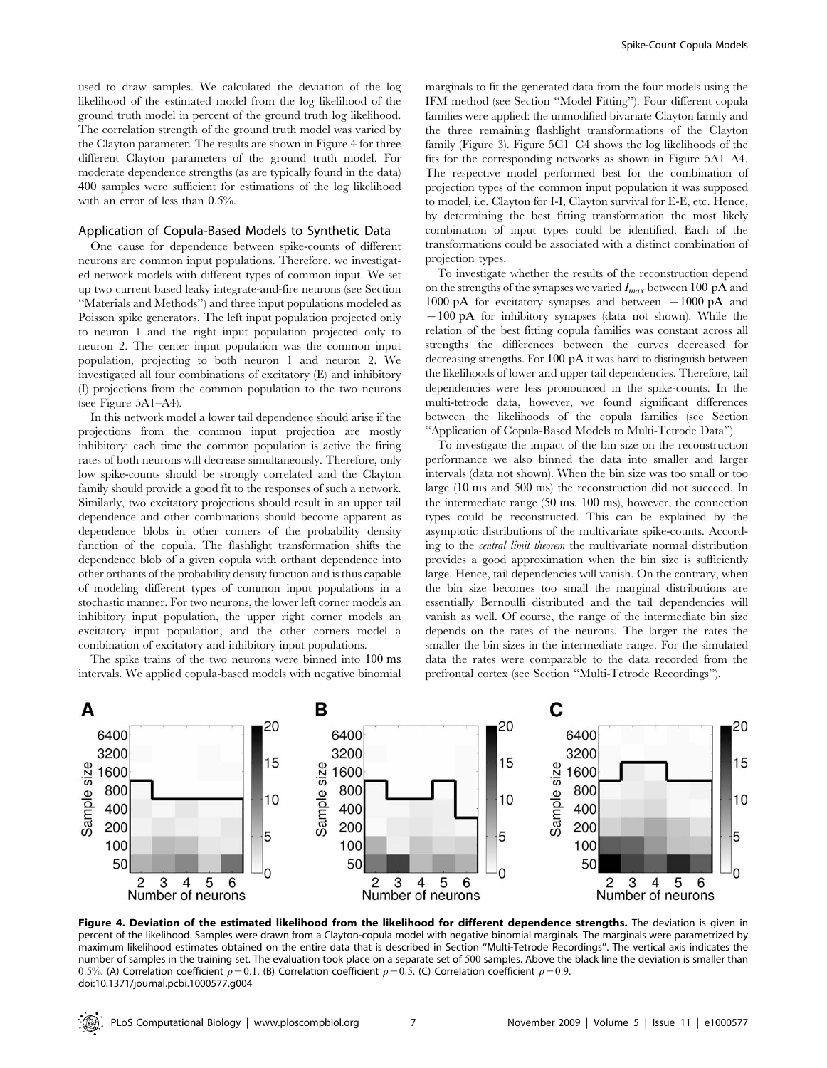used to draw samples. We calculated the deviation of the log likelihood of the estimated model from the log likelihood of the ground truth model in percent of the ground truth log likelihood. The correlation strength of the ground truth model was varied by the Clayton parameter. The results are shown in Figure 4 for three different Clayton parameters of the ground truth model. For moderate dependence strengths (as are typically found in the data) 400 samples were sufficient for estimations of the log likelihood with an error of less than 0.5%.

## Application of Copula-Based Models to Synthetic Data

One cause for dependence between spike-counts of different neurons are common input populations. Therefore, we investigated network models with different types of common input. We set up two current based leaky integrate-and-fire neurons (see Section "Materials and Methods") and three input populations modeled as Poisson spike generators. The left input population projected only to neuron 1 and the right input population projected only to neuron 2. The center input population was the common input population, projecting to both neuron 1 and neuron 2. We investigated all four combinations of excitatory (E) and inhibitory (I) projections from the common population to the two neurons (see Figure 5A1–A4).

In this network model a lower tail dependence should arise if the projections from the common input projection are mostly inhibitory: each time the common population is active the firing rates of both neurons will decrease simultaneously. Therefore, only low spike-counts should be strongly correlated and the Clayton family should provide a good fit to the responses of such a network. Similarly, two excitatory projections should result in an upper tail dependence and other combinations should become apparent as dependence blobs in other corners of the probability density function of the copula. The flashlight transformation shifts the dependence blob of a given copula with orthant dependence into other orthants of the probability density function and is thus capable of modeling different types of common input populations in a stochastic manner. For two neurons, the lower left corner models an inhibitory input population, the upper right corner models an excitatory input population, and the other corners model a combination of excitatory and inhibitory input populations.

The spike trains of the two neurons were binned into 100 ms intervals. We applied copula-based models with negative binomial marginals to fit the generated data from the four models using the IFM method (see Section "Model Fitting"). Four different copula families were applied: the unmodified bivariate Clayton family and the three remaining flashlight transformations of the Clayton family (Figure 3). Figure 5C1–C4 shows the log likelihoods of the fits for the corresponding networks as shown in Figure 5A1–A4. The respective model performed best for the combination of projection types of the common input population it was supposed to model, i.e. Clayton for I-I, Clayton survival for E-E, etc. Hence, by determining the best fitting transformation the most likely combination of input types could be identified. Each of the transformations could be associated with a distinct combination of projection types.

To investigate whether the results of the reconstruction depend on the strengths of the synapses we varied $I_{max}$ between 100 pA and 1000 pA for excitatory synapses and between $-1000$ pA and $-100$ pA for inhibitory synapses (data not shown). While the relation of the best fitting copula families was constant across all strengths the differences between the curves decreased for decreasing strengths. For 100 pA it was hard to distinguish between the likelihoods of lower and upper tail dependencies. Therefore, tail dependencies were less pronounced in the spike-counts. In the multi-tetrode data, however, we found significant differences between the likelihoods of the copula families (see Section "Application of Copula-Based Models to Multi-Tetrode Data").

To investigate the impact of the bin size on the reconstruction performance we also binned the data into smaller and larger intervals (data not shown). When the bin size was too small or too large (10 ms and 500 ms) the reconstruction did not succeed. In the intermediate range (50 ms, 100 ms), however, the connection types could be reconstructed. This can be explained by the asymptotic distributions of the multivariate spike-counts. According to the *central limit theorem* the multivariate normal distribution provides a good approximation when the bin size is sufficiently large. Hence, tail dependencies will vanish. On the contrary, when the bin size becomes too small the marginal distributions are essentially Bernoulli distributed and the tail dependencies will vanish as well. Of course, the range of the intermediate bin size depends on the rates of the neurons. The larger the rates the smaller the bin sizes in the intermediate range. For the simulated data the rates were comparable to the data recorded from the prefrontal cortex (see Section "Multi-Tetrode Recordings").

**Figure 4. Deviation of the estimated likelihood from the likelihood for different dependence strengths.** The deviation is given in percent of the likelihood. Samples were drawn from a Clayton-copula model with negative binomial marginals. The marginals were parametrized by maximum likelihood estimates obtained on the entire data that is described in Section "Multi-Tetrode Recordings". The vertical axis indicates the number of samples in the training set. The evaluation took place on a separate set of 500 samples. Above the black line the deviation is smaller than 0.5%. (A) Correlation coefficient $\rho = 0.1$. (B) Correlation coefficient $\rho = 0.5$. (C) Correlation coefficient $\rho = 0.9$.
doi:10.1371/journal.pcbi.1000577.g004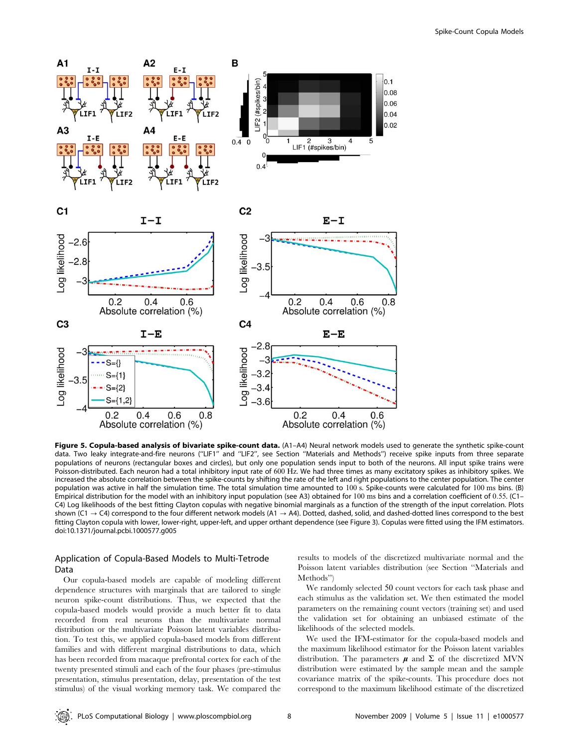**Figure 5. Copula-based analysis of bivariate spike-count data.** (A1–A4) Neural network models used to generate the synthetic spike-count data. Two leaky integrate-and-fire neurons ("LIF1" and "LIF2", see Section "Materials and Methods") receive spike inputs from three separate populations of neurons (rectangular boxes and circles), but only one population sends input to both of the neurons. All input spike trains were Poisson-distributed. Each neuron had a total inhibitory input rate of 600 Hz. We had three times as many excitatory spikes as inhibitory spikes. We increased the absolute correlation between the spike-counts by shifting the rate of the left and right populations to the center population. The center population was active in half the simulation time. The total simulation time amounted to 100 s. Spike-counts were calculated for 100 ms bins. (B) Empirical distribution for the model with an inhibitory input population (see A3) obtained for 100 ms bins and a correlation coefficient of 0.55. (C1–C4) Log likelihoods of the best fitting Clayton copulas with negative binomial marginals as a function of the strength of the input correlation. Plots shown (C1 → C4) correspond to the four different network models (A1 → A4). Dotted, dashed, solid, and dashed-dotted lines correspond to the best fitting Clayton copula with lower, lower-right, upper-left, and upper orthant dependence (see Figure 3). Copulas were fitted using the IFM estimators. doi:10.1371/journal.pcbi.1000577.g005

## Application of Copula-Based Models to Multi-Tetrode Data

Our copula-based models are capable of modeling different dependence structures with marginals that are tailored to single neuron spike-count distributions. Thus, we expected that the copula-based models would provide a much better fit to data recorded from real neurons than the multivariate normal distribution or the multivariate Poisson latent variables distribution. To test this, we applied copula-based models from different families and with different marginal distributions to data, which has been recorded from macaque prefrontal cortex for each of the twenty presented stimuli and each of the four phases (pre-stimulus presentation, stimulus presentation, delay, presentation of the test stimulus) of the visual working memory task. We compared the results to models of the discretized multivariate normal and the Poisson latent variables distribution (see Section "Materials and Methods")

We randomly selected 50 count vectors for each task phase and each stimulus as the validation set. We then estimated the model parameters on the remaining count vectors (training set) and used the validation set for obtaining an unbiased estimate of the likelihoods of the selected models.

We used the IFM-estimator for the copula-based models and the maximum likelihood estimator for the Poisson latent variables distribution. The parameters $\boldsymbol{\mu}$ and $\Sigma$ of the discretized MVN distribution were estimated by the sample mean and the sample covariance matrix of the spike-counts. This procedure does not correspond to the maximum likelihood estimate of the discretized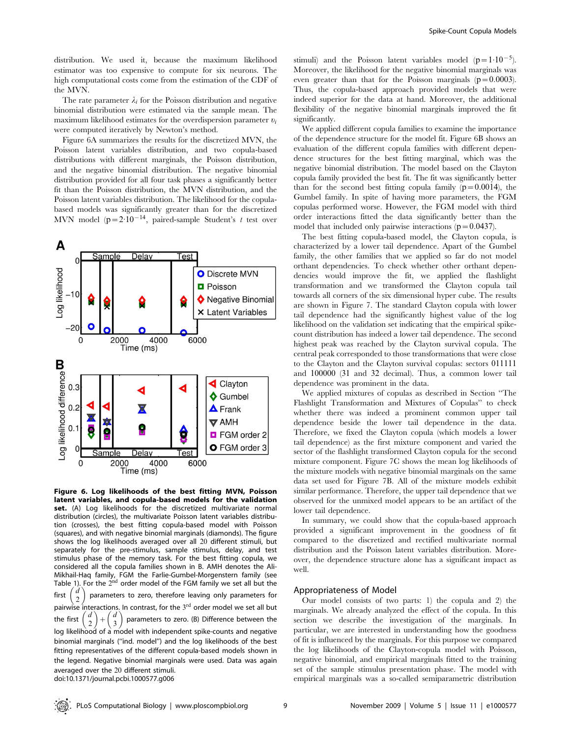distribution. We used it, because the maximum likelihood estimator was too expensive to compute for six neurons. The high computational costs come from the estimation of the CDF of the MVN.

The rate parameter $\lambda_i$ for the Poisson distribution and negative binomial distribution were estimated via the sample mean. The maximum likelihood estimates for the overdispersion parameter $\upsilon_i$ were computed iteratively by Newton's method.

Figure 6A summarizes the results for the discretized MVN, the Poisson latent variables distribution, and two copula-based distributions with different marginals, the Poisson distribution, and the negative binomial distribution. The negative binomial distribution provided for all four task phases a significantly better fit than the Poisson distribution, the MVN distribution, and the Poisson latent variables distribution. The likelihood for the copula-based models was significantly greater than for the discretized MVN model ($p = 2 \cdot 10^{-14}$, paired-sample Student's $t$ test over stimuli) and the Poisson latent variables model ($p = 1 \cdot 10^{-5}$). Moreover, the likelihood for the negative binomial marginals was even greater than that for the Poisson marginals ($p = 0.0003$). Thus, the copula-based approach provided models that were indeed superior for the data at hand. Moreover, the additional flexibility of the negative binomial marginals improved the fit significantly.

**Figure 6. Log likelihoods of the best fitting MVN, Poisson latent variables, and copula-based models for the validation set.** (A) Log likelihoods for the discretized multivariate normal distribution (circles), the multivariate Poisson latent variables distribution (crosses), the best fitting copula-based model with Poisson (squares), and with negative binomial marginals (diamonds). The figure shows the log likelihoods averaged over all 20 different stimuli, but separately for the pre-stimulus, sample stimulus, delay, and test stimulus phase of the memory task. For the best fitting copula, we considered all the copula families shown in B. AMH denotes the Ali-Mikhail-Haq family, FGM the Farlie-Gumbel-Morgenstern family (see Table 1). For the 2[nd] order model of the FGM family we set all but the first $\binom{d}{2}$ parameters to zero, therefore leaving only parameters for pairwise interactions. In contrast, for the 3[rd] order model we set all but the first $\binom{d}{2} + \binom{d}{3}$ parameters to zero. (B) Difference between the log likelihood of a model with independent spike-counts and negative binomial marginals ("ind. model") and the log likelihoods of the best fitting representatives of the different copula-based models shown in the legend. Negative binomial marginals were used. Data was again averaged over the 20 different stimuli.
doi:10.1371/journal.pcbi.1000577.g006

We applied different copula families to examine the importance of the dependence structure for the model fit. Figure 6B shows an evaluation of the different copula families with different dependence structures for the best fitting marginal, which was the negative binomial distribution. The model based on the Clayton copula family provided the best fit. The fit was significantly better than for the second best fitting copula family ($p = 0.0014$), the Gumbel family. In spite of having more parameters, the FGM copulas performed worse. However, the FGM model with third order interactions fitted the data significantly better than the model that included only pairwise interactions ($p = 0.0437$).

The best fitting copula-based model, the Clayton copula, is characterized by a lower tail dependence. Apart of the Gumbel family, the other families that we applied so far do not model orthant dependencies. To check whether other orthant dependencies would improve the fit, we applied the flashlight transformation and we transformed the Clayton copula tail towards all corners of the six dimensional hyper cube. The results are shown in Figure 7. The standard Clayton copula with lower tail dependence had the significantly highest value of the log likelihood on the validation set indicating that the empirical spike-count distribution has indeed a lower tail dependence. The second highest peak was reached by the Clayton survival copula. The central peak corresponded to those transformations that were close to the Clayton and the Clayton survival copulas: sectors 011111 and 100000 (31 and 32 decimal). Thus, a common lower tail dependence was prominent in the data.

We applied mixtures of copulas as described in Section "The Flashlight Transformation and Mixtures of Copulas" to check whether there was indeed a prominent common upper tail dependence beside the lower tail dependence in the data. Therefore, we fixed the Clayton copula (which models a lower tail dependence) as the first mixture component and varied the sector of the flashlight transformed Clayton copula for the second mixture component. Figure 7C shows the mean log likelihoods of the mixture models with negative binomial marginals on the same data set used for Figure 7B. All of the mixture models exhibit similar performance. Therefore, the upper tail dependence that we observed for the unmixed model appears to be an artifact of the lower tail dependence.

In summary, we could show that the copula-based approach provided a significant improvement in the goodness of fit compared to the discretized and rectified multivariate normal distribution and the Poisson latent variables distribution. Moreover, the dependence structure alone has a significant impact as well.

## Appropriateness of Model

Our model consists of two parts: 1) the copula and 2) the marginals. We already analyzed the effect of the copula. In this section we describe the investigation of the marginals. In particular, we are interested in understanding how the goodness of fit is influenced by the marginals. For this purpose we compared the log likelihoods of the Clayton-copula model with Poisson, negative binomial, and empirical marginals fitted to the training set of the sample stimulus presentation phase. The model with empirical marginals was a so-called semiparametric distribution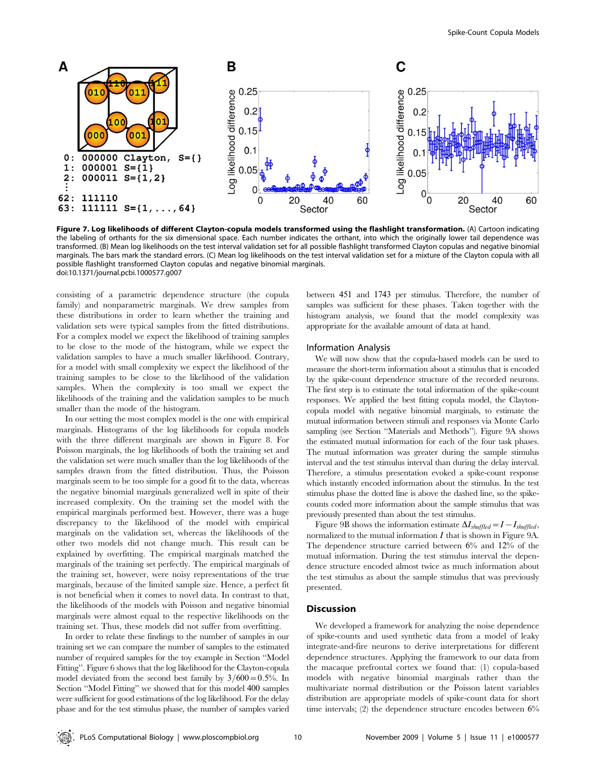**Figure 7. Log likelihoods of different Clayton-copula models transformed using the flashlight transformation.** (A) Cartoon indicating the labeling of orthants for the six dimensional space. Each number indicates the orthant, into which the originally lower tail dependence was transformed. (B) Mean log likelihoods on the test interval validation set for all possible flashlight transformed Clayton copulas and negative binomial marginals. The bars mark the standard errors. (C) Mean log likelihoods on the test interval validation set for a mixture of the Clayton copula with all possible flashlight transformed Clayton copulas and negative binomial marginals.
doi:10.1371/journal.pcbi.1000577.g007

consisting of a parametric dependence structure (the copula family) and nonparametric marginals. We drew samples from these distributions in order to learn whether the training and validation sets were typical samples from the fitted distributions. For a complex model we expect the likelihood of training samples to be close to the mode of the histogram, while we expect the validation samples to have a much smaller likelihood. Contrary, for a model with small complexity we expect the likelihood of the training samples to be close to the likelihood of the validation samples. When the complexity is too small we expect the likelihoods of the training and the validation samples to be much smaller than the mode of the histogram.

In our setting the most complex model is the one with empirical marginals. Histograms of the log likelihoods for copula models with the three different marginals are shown in Figure 8. For Poisson marginals, the log likelihoods of both the training set and the validation set were much smaller than the log likelihoods of the samples drawn from the fitted distribution. Thus, the Poisson marginals seem to be too simple for a good fit to the data, whereas the negative binomial marginals generalized well in spite of their increased complexity. On the training set the model with the empirical marginals performed best. However, there was a huge discrepancy to the likelihood of the model with empirical marginals on the validation set, whereas the likelihoods of the other two models did not change much. This result can be explained by overfitting. The empirical marginals matched the marginals of the training set perfectly. The empirical marginals of the training set, however, were noisy representations of the true marginals, because of the limited sample size. Hence, a perfect fit is not beneficial when it comes to novel data. In contrast to that, the likelihoods of the models with Poisson and negative binomial marginals were almost equal to the respective likelihoods on the training set. Thus, these models did not suffer from overfitting.

In order to relate these findings to the number of samples in our training set we can compare the number of samples to the estimated number of required samples for the toy example in Section "Model Fitting". Figure 6 shows that the log likelihood for the Clayton-copula model deviated from the second best family by $3/600 = 0.5\%$. In Section "Model Fitting" we showed that for this model 400 samples were sufficient for good estimations of the log likelihood. For the delay phase and for the test stimulus phase, the number of samples varied between 451 and 1743 per stimulus. Therefore, the number of samples was sufficient for these phases. Taken together with the histogram analysis, we found that the model complexity was appropriate for the available amount of data at hand.

### Information Analysis

We will now show that the copula-based models can be used to measure the short-term information about a stimulus that is encoded by the spike-count dependence structure of the recorded neurons. The first step is to estimate the total information of the spike-count responses. We applied the best fitting copula model, the Clayton-copula model with negative binomial marginals, to estimate the mutual information between stimuli and responses via Monte Carlo sampling (see Section "Materials and Methods"). Figure 9A shows the estimated mutual information for each of the four task phases. The mutual information was greater during the sample stimulus interval and the test stimulus interval than during the delay interval. Therefore, a stimulus presentation evoked a spike-count response which instantly encoded information about the stimulus. In the test stimulus phase the dotted line is above the dashed line, so the spike-counts coded more information about the sample stimulus that was previously presented than about the test stimulus.

Figure 9B shows the information estimate $\Delta I_{shuffled} = I - I_{shuffled}$, normalized to the mutual information $I$ that is shown in Figure 9A. The dependence structure carried between 6% and 12% of the mutual information. During the test stimulus interval the dependence structure encoded almost twice as much information about the test stimulus as about the sample stimulus that was previously presented.

## Discussion

We developed a framework for analyzing the noise dependence of spike-counts and used synthetic data from a model of leaky integrate-and-fire neurons to derive interpretations for different dependence structures. Applying the framework to our data from the macaque prefrontal cortex we found that: (1) copula-based models with negative binomial marginals rather than the multivariate normal distribution or the Poisson latent variables distribution are appropriate models of spike-count data for short time intervals; (2) the dependence structure encodes between 6%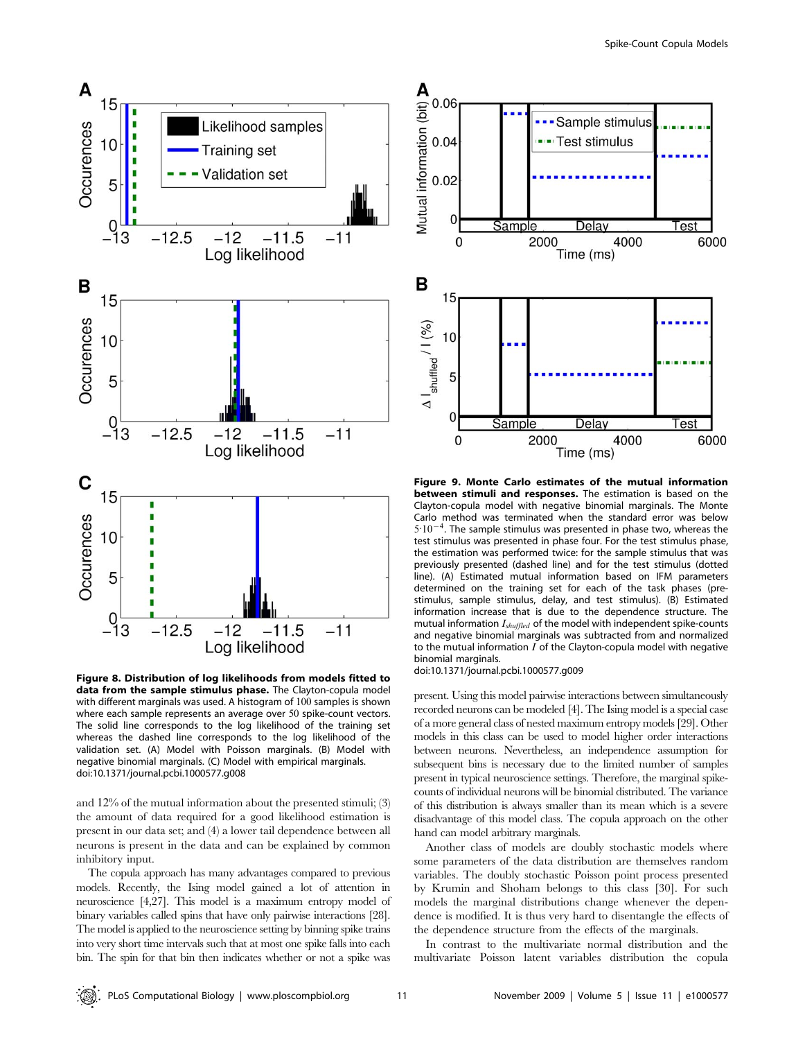**Figure 8. Distribution of log likelihoods from models fitted to data from the sample stimulus phase.** The Clayton-copula model with different marginals was used. A histogram of 100 samples is shown where each sample represents an average over 50 spike-count vectors. The solid line corresponds to the log likelihood of the training set whereas the dashed line corresponds to the log likelihood of the validation set. (A) Model with Poisson marginals. (B) Model with negative binomial marginals. (C) Model with empirical marginals.
doi:10.1371/journal.pcbi.1000577.g008

**Figure 9. Monte Carlo estimates of the mutual information between stimuli and responses.** The estimation is based on the Clayton-copula model with negative binomial marginals. The Monte Carlo method was terminated when the standard error was below $5 \cdot 10^{-4}$. The sample stimulus was presented in phase two, whereas the test stimulus was presented in phase four. For the test stimulus phase, the estimation was performed twice: for the sample stimulus that was previously presented (dashed line) and for the test stimulus (dotted line). (A) Estimated mutual information based on IFM parameters determined on the training set for each of the task phases (pre-stimulus, sample stimulus, delay, and test stimulus). (B) Estimated information increase that is due to the dependence structure. The mutual information $I_{shuffled}$ of the model with independent spike-counts and negative binomial marginals was subtracted from and normalized to the mutual information $I$ of the Clayton-copula model with negative binomial marginals.
doi:10.1371/journal.pcbi.1000577.g009

and 12% of the mutual information about the presented stimuli; (3) the amount of data required for a good likelihood estimation is present in our data set; and (4) a lower tail dependence between all neurons is present in the data and can be explained by common inhibitory input.

The copula approach has many advantages compared to previous models. Recently, the Ising model gained a lot of attention in neuroscience [4,27]. This model is a maximum entropy model of binary variables called spins that have only pairwise interactions [28]. The model is applied to the neuroscience setting by binning spike trains into very short time intervals such that at most one spike falls into each bin. The spin for that bin then indicates whether or not a spike was present. Using this model pairwise interactions between simultaneously recorded neurons can be modeled [4]. The Ising model is a special case of a more general class of nested maximum entropy models [29]. Other models in this class can be used to model higher order interactions between neurons. Nevertheless, an independence assumption for subsequent bins is necessary due to the limited number of samples present in typical neuroscience settings. Therefore, the marginal spike-counts of individual neurons will be binomial distributed. The variance of this distribution is always smaller than its mean which is a severe disadvantage of this model class. The copula approach on the other hand can model arbitrary marginals.

Another class of models are doubly stochastic models where some parameters of the data distribution are themselves random variables. The doubly stochastic Poisson point process presented by Krumin and Shoham belongs to this class [30]. For such models the marginal distributions change whenever the dependence is modified. It is thus very hard to disentangle the effects of the dependence structure from the effects of the marginals.

In contrast to the multivariate normal distribution and the multivariate Poisson latent variables distribution the copula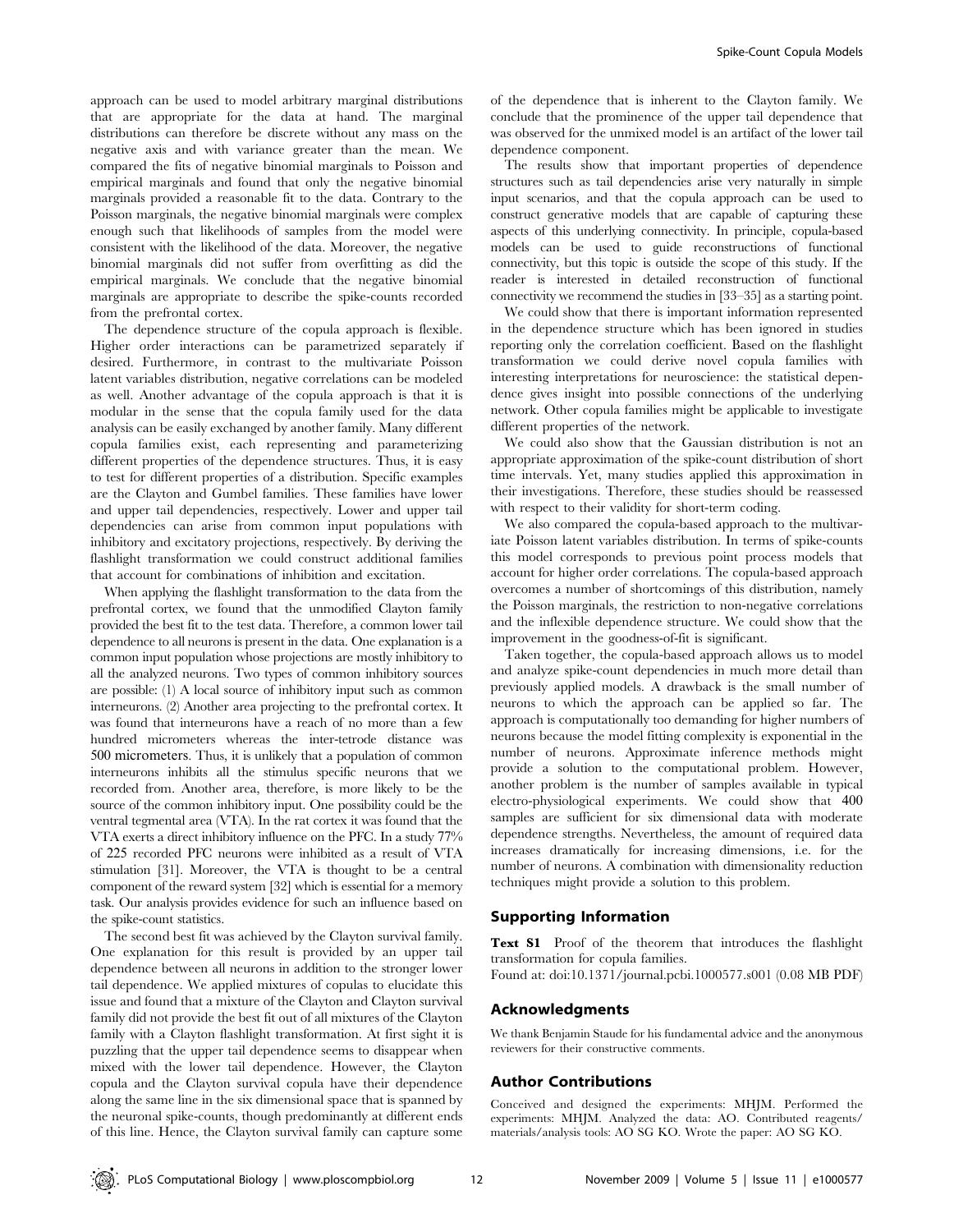approach can be used to model arbitrary marginal distributions that are appropriate for the data at hand. The marginal distributions can therefore be discrete without any mass on the negative axis and with variance greater than the mean. We compared the fits of negative binomial marginals to Poisson and empirical marginals and found that only the negative binomial marginals provided a reasonable fit to the data. Contrary to the Poisson marginals, the negative binomial marginals were complex enough such that likelihoods of samples from the model were consistent with the likelihood of the data. Moreover, the negative binomial marginals did not suffer from overfitting as did the empirical marginals. We conclude that the negative binomial marginals are appropriate to describe the spike-counts recorded from the prefrontal cortex.

The dependence structure of the copula approach is flexible. Higher order interactions can be parametrized separately if desired. Furthermore, in contrast to the multivariate Poisson latent variables distribution, negative correlations can be modeled as well. Another advantage of the copula approach is that it is modular in the sense that the copula family used for the data analysis can be easily exchanged by another family. Many different copula families exist, each representing and parameterizing different properties of the dependence structures. Thus, it is easy to test for different properties of a distribution. Specific examples are the Clayton and Gumbel families. These families have lower and upper tail dependencies, respectively. Lower and upper tail dependencies can arise from common input populations with inhibitory and excitatory projections, respectively. By deriving the flashlight transformation we could construct additional families that account for combinations of inhibition and excitation.

When applying the flashlight transformation to the data from the prefrontal cortex, we found that the unmodified Clayton family provided the best fit to the test data. Therefore, a common lower tail dependence to all neurons is present in the data. One explanation is a common input population whose projections are mostly inhibitory to all the analyzed neurons. Two types of common inhibitory sources are possible: (1) A local source of inhibitory input such as common interneurons. (2) Another area projecting to the prefrontal cortex. It was found that interneurons have a reach of no more than a few hundred micrometers whereas the inter-tetrode distance was 500 micrometers. Thus, it is unlikely that a population of common interneurons inhibits all the stimulus specific neurons that we recorded from. Another area, therefore, is more likely to be the source of the common inhibitory input. One possibility could be the ventral tegmental area (VTA). In the rat cortex it was found that the VTA exerts a direct inhibitory influence on the PFC. In a study 77% of 225 recorded PFC neurons were inhibited as a result of VTA stimulation [31]. Moreover, the VTA is thought to be a central component of the reward system [32] which is essential for a memory task. Our analysis provides evidence for such an influence based on the spike-count statistics.

The second best fit was achieved by the Clayton survival family. One explanation for this result is provided by an upper tail dependence between all neurons in addition to the stronger lower tail dependence. We applied mixtures of copulas to elucidate this issue and found that a mixture of the Clayton and Clayton survival family did not provide the best fit out of all mixtures of the Clayton family with a Clayton flashlight transformation. At first sight it is puzzling that the upper tail dependence seems to disappear when mixed with the lower tail dependence. However, the Clayton copula and the Clayton survival copula have their dependence along the same line in the six dimensional space that is spanned by the neuronal spike-counts, though predominantly at different ends of this line. Hence, the Clayton survival family can capture some of the dependence that is inherent to the Clayton family. We conclude that the prominence of the upper tail dependence that was observed for the unmixed model is an artifact of the lower tail dependence component.

The results show that important properties of dependence structures such as tail dependencies arise very naturally in simple input scenarios, and that the copula approach can be used to construct generative models that are capable of capturing these aspects of this underlying connectivity. In principle, copula-based models can be used to guide reconstructions of functional connectivity, but this topic is outside the scope of this study. If the reader is interested in detailed reconstruction of functional connectivity we recommend the studies in [33–35] as a starting point.

We could show that there is important information represented in the dependence structure which has been ignored in studies reporting only the correlation coefficient. Based on the flashlight transformation we could derive novel copula families with interesting interpretations for neuroscience: the statistical dependence gives insight into possible connections of the underlying network. Other copula families might be applicable to investigate different properties of the network.

We could also show that the Gaussian distribution is not an appropriate approximation of the spike-count distribution of short time intervals. Yet, many studies applied this approximation in their investigations. Therefore, these studies should be reassessed with respect to their validity for short-term coding.

We also compared the copula-based approach to the multivariate Poisson latent variables distribution. In terms of spike-counts this model corresponds to previous point process models that account for higher order correlations. The copula-based approach overcomes a number of shortcomings of this distribution, namely the Poisson marginals, the restriction to non-negative correlations and the inflexible dependence structure. We could show that the improvement in the goodness-of-fit is significant.

Taken together, the copula-based approach allows us to model and analyze spike-count dependencies in much more detail than previously applied models. A drawback is the small number of neurons to which the approach can be applied so far. The approach is computationally too demanding for higher numbers of neurons because the model fitting complexity is exponential in the number of neurons. Approximate inference methods might provide a solution to the computational problem. However, another problem is the number of samples available in typical electro-physiological experiments. We could show that 400 samples are sufficient for six dimensional data with moderate dependence strengths. Nevertheless, the amount of required data increases dramatically for increasing dimensions, i.e. for the number of neurons. A combination with dimensionality reduction techniques might provide a solution to this problem.

## Supporting Information

**Text S1** Proof of the theorem that introduces the flashlight transformation for copula families.
Found at: doi:10.1371/journal.pcbi.1000577.s001 (0.08 MB PDF)

## Acknowledgments

We thank Benjamin Staude for his fundamental advice and the anonymous reviewers for their constructive comments.

## Author Contributions

Conceived and designed the experiments: MHJM. Performed the experiments: MHJM. Analyzed the data: AO. Contributed reagents/materials/analysis tools: AO SG KO. Wrote the paper: AO SG KO.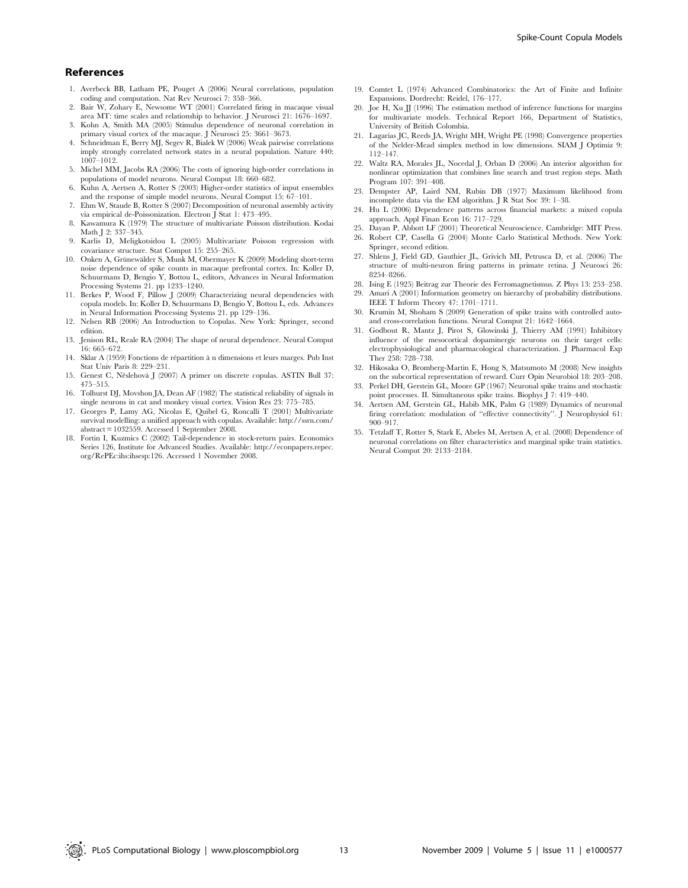## References

1. Averbeck BB, Latham PE, Pouget A (2006) Neural correlations, population coding and computation. Nat Rev Neurosci 7: 358–366.
2. Bair W, Zohary E, Newsome WT (2001) Correlated firing in macaque visual area MT: time scales and relationship to behavior. J Neurosci 21: 1676–1697.
3. Kohn A, Smith MA (2005) Stimulus dependence of neuronal correlation in primary visual cortex of the macaque. J Neurosci 25: 3661–3673.
4. Schneidman E, Berry MJ, Segev R, Bialek W (2006) Weak pairwise correlations imply strongly correlated network states in a neural population. Nature 440: 1007–1012.
5. Michel MM, Jacobs RA (2006) The costs of ignoring high-order correlations in populations of model neurons. Neural Comput 18: 660–682.
6. Kuhn A, Aertsen A, Rotter S (2003) Higher-order statistics of input ensembles and the response of simple model neurons. Neural Comput 15: 67–101.
7. Ehm W, Staude B, Rotter S (2007) Decomposition of neuronal assembly activity via empirical de-Poissonization. Electron J Stat 1: 473–495.
8. Kawamura K (1979) The structure of multivariate Poisson distribution. Kodai Math J 2: 337–345.
9. Karlis D, Meligkotsidou L (2005) Multivariate Poisson regression with covariance structure. Stat Comput 15: 255–265.
10. Onken A, Grünewälder S, Munk M, Obermayer K (2009) Modeling short-term noise dependence of spike counts in macaque prefrontal cortex. In: Koller D, Schuurmans D, Bengio Y, Bottou L, editors, Advances in Neural Information Processing Systems 21. pp 1233–1240.
11. Berkes P, Wood F, Pillow J (2009) Characterizing neural dependencies with copula models. In: Koller D, Schuurmans D, Bengio Y, Bottou L, eds. Advances in Neural Information Processing Systems 21. pp 129–136.
12. Nelsen RB (2006) An Introduction to Copulas. New York: Springer, second edition.
13. Jenison RL, Reale RA (2004) The shape of neural dependence. Neural Comput 16: 665–672.
14. Sklar A (1959) Fonctions de répartition à n dimensions et leurs marges. Pub Inst Stat Univ Paris 8: 229–231.
15. Genest C, Nešlehová J (2007) A primer on discrete copulas. ASTIN Bull 37: 475–515.
16. Tolhurst DJ, Movshon JA, Dean AF (1982) The statistical reliability of signals in single neurons in cat and monkey visual cortex. Vision Res 23: 775–785.
17. Georges P, Lamy AG, Nicolas E, Quibel G, Roncalli T (2001) Multivariate survival modelling: a unified approach with copulas. Available: http://ssrn.com/abstract=1032559. Accessed 1 September 2008.
18. Fortin I, Kuzmics C (2002) Tail-dependence in stock-return pairs. Economics Series 126, Institute for Advanced Studies. Available: http://econpapers.repec.org/RePEc:ihs:ihsesp:126. Accessed 1 November 2008.
19. Comtet L (1974) Advanced Combinatorics: the Art of Finite and Infinite Expansions. Dordrecht: Reidel, 176–177.
20. Joe H, Xu JJ (1996) The estimation method of inference functions for margins for multivariate models. Technical Report 166, Department of Statistics, University of British Colombia.
21. Lagarias JC, Reeds JA, Wright MH, Wright PE (1998) Convergence properties of the Nelder-Mead simplex method in low dimensions. SIAM J Optimiz 9: 112–147.
22. Waltz RA, Morales JL, Nocedal J, Orban D (2006) An interior algorithm for nonlinear optimization that combines line search and trust region steps. Math Program 107: 391–408.
23. Dempster AP, Laird NM, Rubin DB (1977) Maximum likelihood from incomplete data via the EM algorithm. J R Stat Soc 39: 1–38.
24. Hu L (2006) Dependence patterns across financial markets: a mixed copula approach. Appl Finan Econ 16: 717–729.
25. Dayan P, Abbott LF (2001) Theoretical Neuroscience. Cambridge: MIT Press.
26. Robert CP, Casella G (2004) Monte Carlo Statistical Methods. New York: Springer, second edition.
27. Shlens J, Field GD, Gauthier JL, Grivich MI, Petrusca D, et al. (2006) The structure of multi-neuron firing patterns in primate retina. J Neurosci 26: 8254–8266.
28. Ising E (1925) Beitrag zur Theorie des Ferromagnetismus. Z Phys 13: 253–258.
29. Amari A (2001) Information geometry on hierarchy of probability distributions. IEEE T Inform Theory 47: 1701–1711.
30. Krumin M, Shoham S (2009) Generation of spike trains with controlled auto- and cross-correlation functions. Neural Comput 21: 1642–1664.
31. Godbout R, Mantz J, Pirot S, Glowinski J, Thierry AM (1991) Inhibitory influence of the mesocortical dopaminergic neurons on their target cells: electrophysiological and pharmacological characterization. J Pharmacol Exp Ther 258: 728–738.
32. Hikosaka O, Bromberg-Martin E, Hong S, Matsumoto M (2008) New insights on the subcortical representation of reward. Curr Opin Neurobiol 18: 203–208.
33. Perkel DH, Gerstein GL, Moore GP (1967) Neuronal spike trains and stochastic point processes. II. Simultaneous spike trains. Biophys J 7: 419–440.
34. Aertsen AM, Gerstein GL, Habib MK, Palm G (1989) Dynamics of neuronal firing correlation: modulation of "effective connectivity". J Neurophysiol 61: 900–917.
35. Tetzlaff T, Rotter S, Stark E, Abeles M, Aertsen A, et al. (2008) Dependence of neuronal correlations on filter characteristics and marginal spike train statistics. Neural Comput 20: 2133–2184.